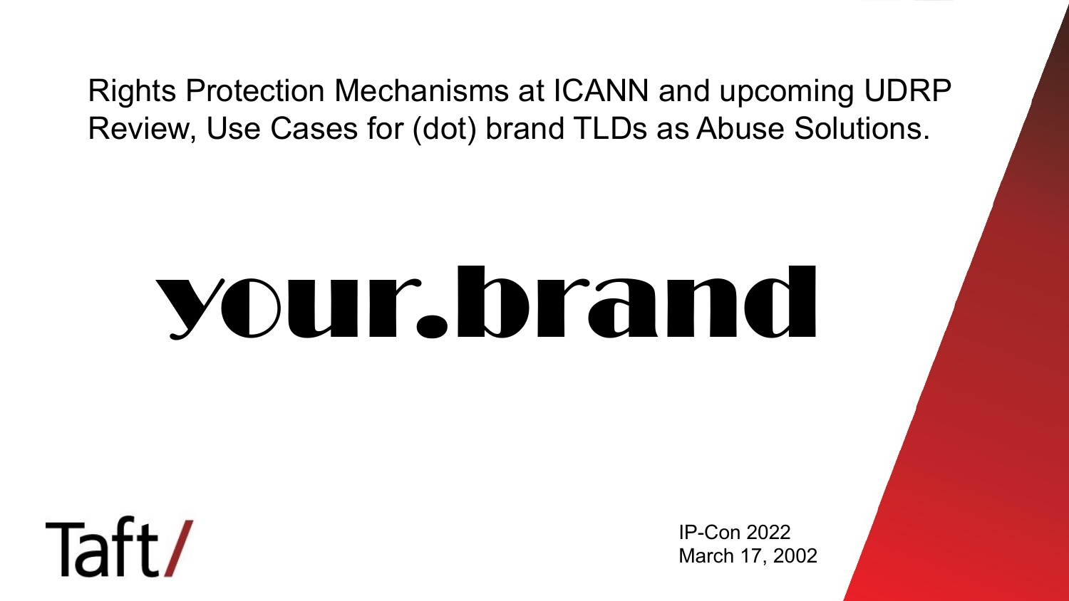# Rights Protection Mechanisms at ICANN and upcoming UDRP Review, Use Cases for (dot) brand TLDs as Abuse Solutions.

# your.brand

Taft/

IP-Con 2022
March 17, 2002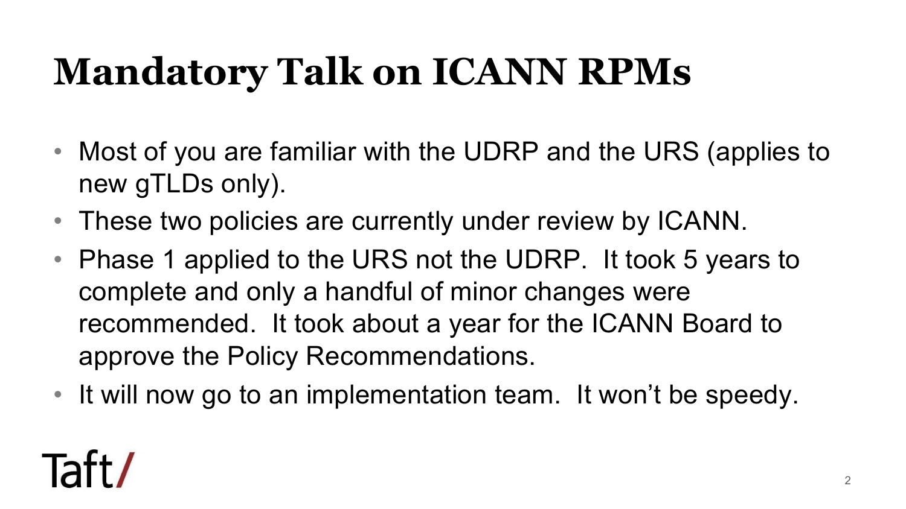# Mandatory Talk on ICANN RPMs

- Most of you are familiar with the UDRP and the URS (applies to new gTLDs only).
- These two policies are currently under review by ICANN.
- Phase 1 applied to the URS not the UDRP. It took 5 years to complete and only a handful of minor changes were recommended. It took about a year for the ICANN Board to approve the Policy Recommendations.
- It will now go to an implementation team. It won't be speedy.

Taft/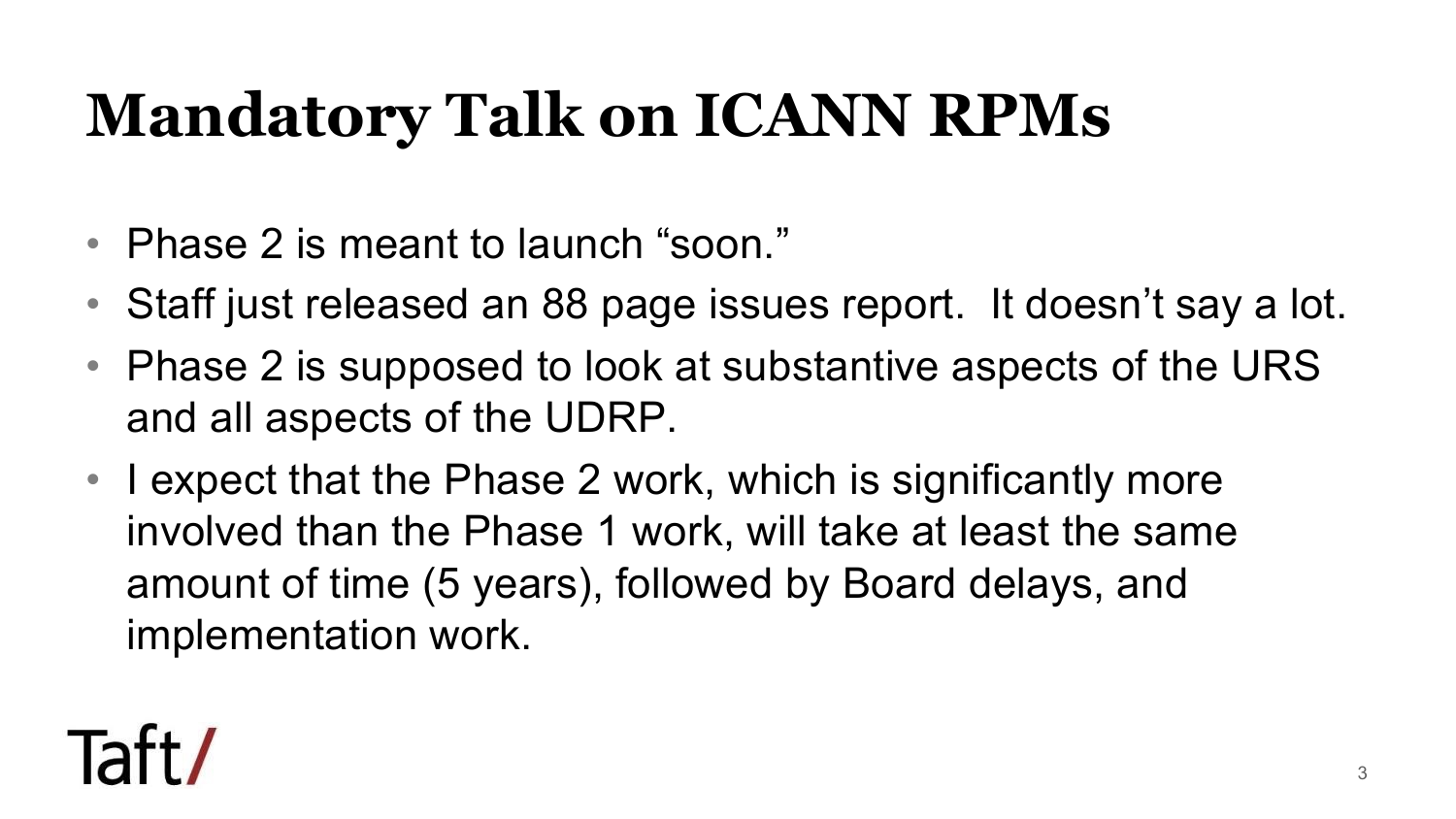# Mandatory Talk on ICANN RPMs

- Phase 2 is meant to launch “soon.”
- Staff just released an 88 page issues report. It doesn’t say a lot.
- Phase 2 is supposed to look at substantive aspects of the URS and all aspects of the UDRP.
- I expect that the Phase 2 work, which is significantly more involved than the Phase 1 work, will take at least the same amount of time (5 years), followed by Board delays, and implementation work.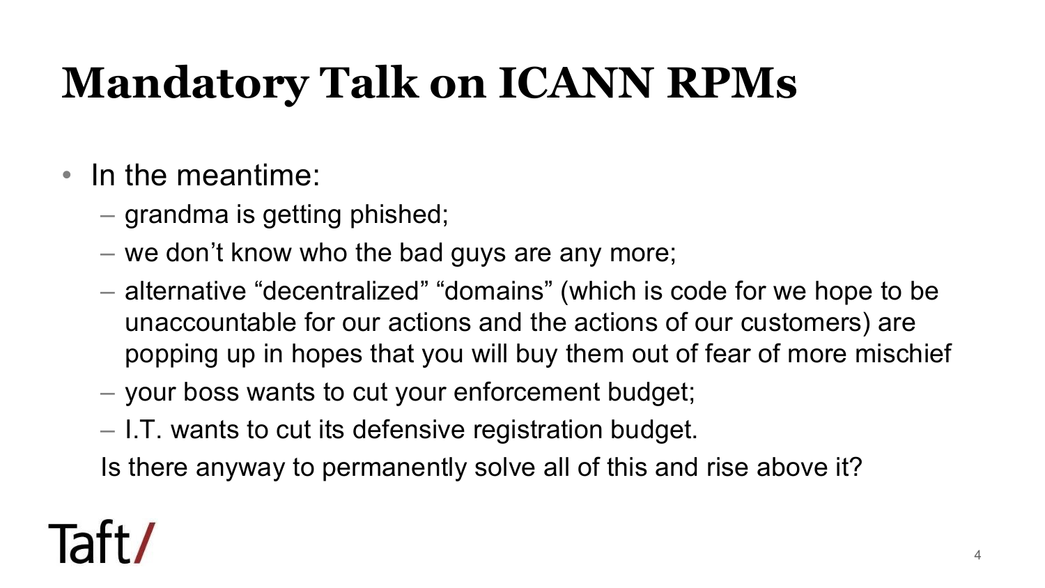# Mandatory Talk on ICANN RPMs

- In the meantime:
  - grandma is getting phished;
  - we don't know who the bad guys are any more;
  - alternative "decentralized" "domains" (which is code for we hope to be unaccountable for our actions and the actions of our customers) are popping up in hopes that you will buy them out of fear of more mischief
  - your boss wants to cut your enforcement budget;
  - I.T. wants to cut its defensive registration budget.

  Is there anyway to permanently solve all of this and rise above it?

Taft/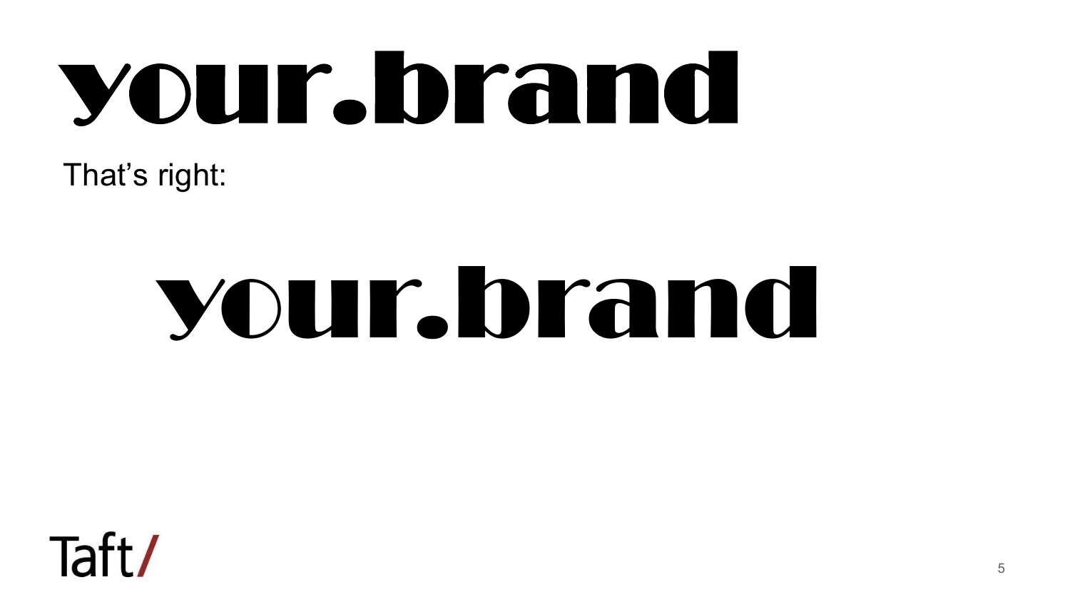# your.brand

That's right:

## your.brand

Taft/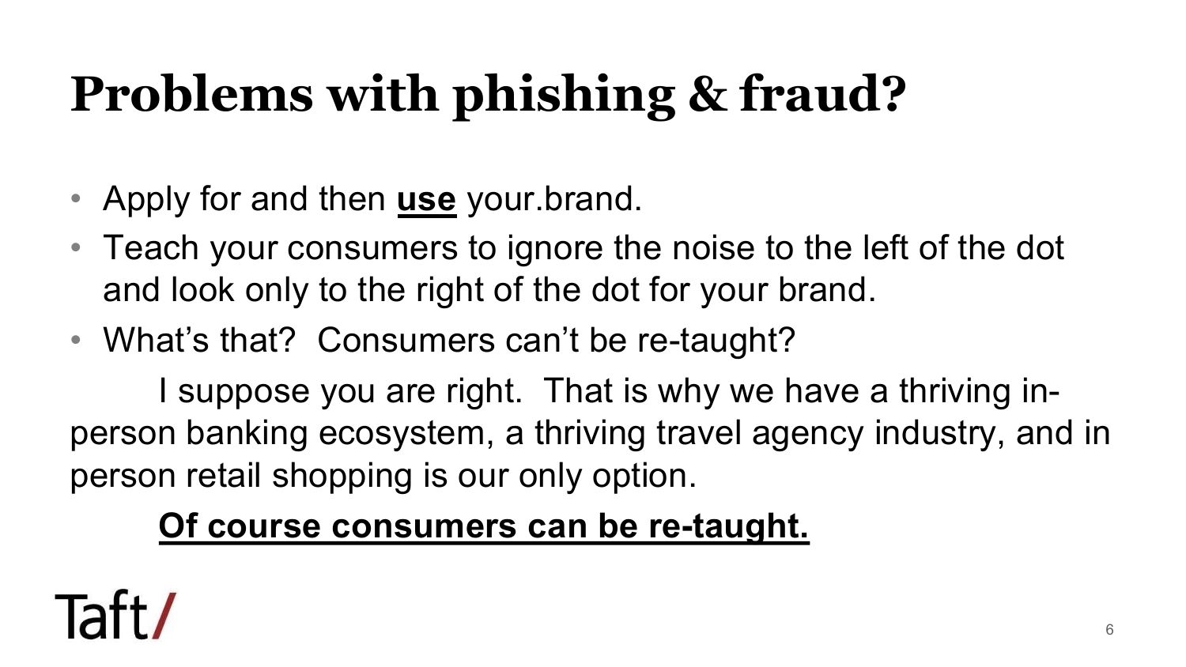# Problems with phishing & fraud?

- Apply for and then **<u>use</u>** your.brand.
- Teach your consumers to ignore the noise to the left of the dot and look only to the right of the dot for your brand.
- What's that?  Consumers can't be re-taught?

I suppose you are right.  That is why we have a thriving in-person banking ecosystem, a thriving travel agency industry, and in person retail shopping is our only option.

**<u>Of course consumers can be re-taught.</u>**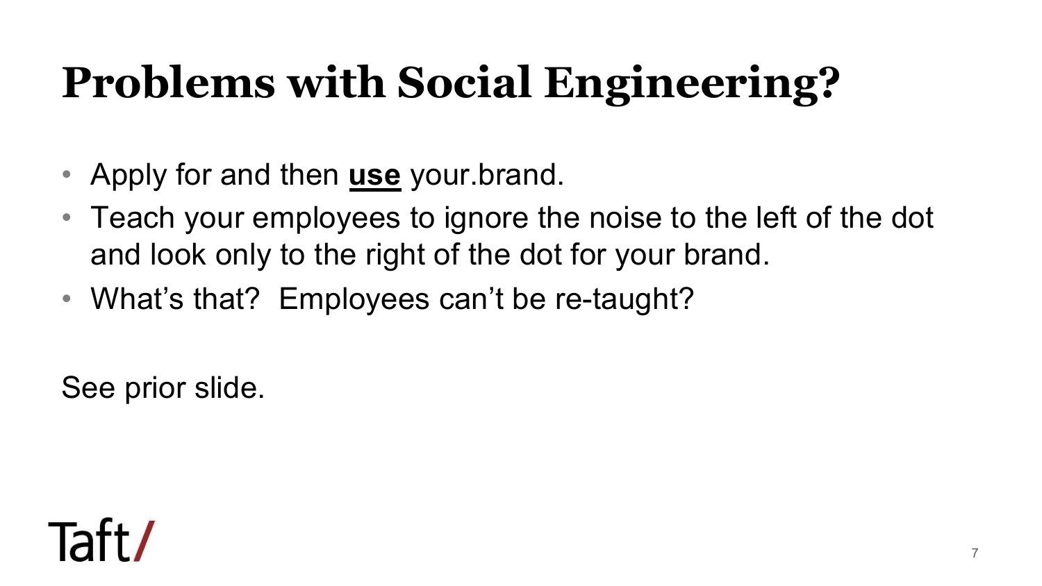# Problems with Social Engineering?

- Apply for and then **use** your.brand.
- Teach your employees to ignore the noise to the left of the dot and look only to the right of the dot for your brand.
- What's that? Employees can't be re-taught?

See prior slide.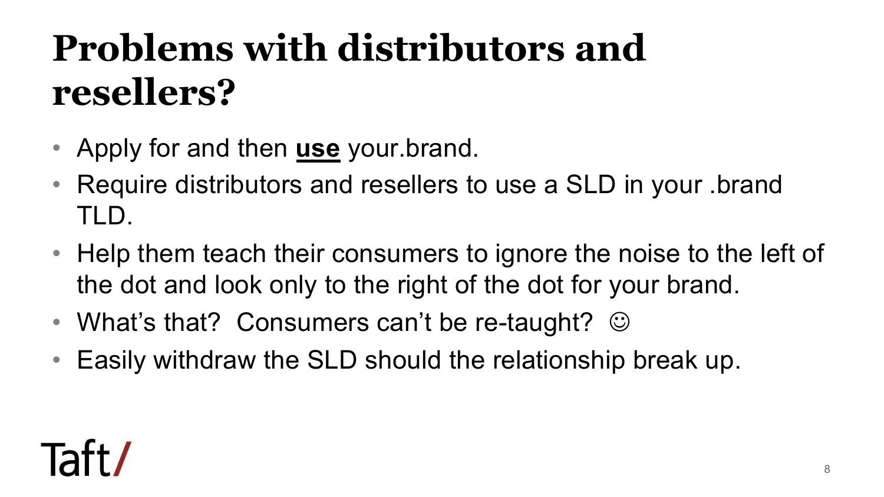# Problems with distributors and resellers?

- Apply for and then **<u>use</u>** your.brand.
- Require distributors and resellers to use a SLD in your .brand TLD.
- Help them teach their consumers to ignore the noise to the left of the dot and look only to the right of the dot for your brand.
- What's that? Consumers can't be re-taught? ☺
- Easily withdraw the SLD should the relationship break up.

Taft/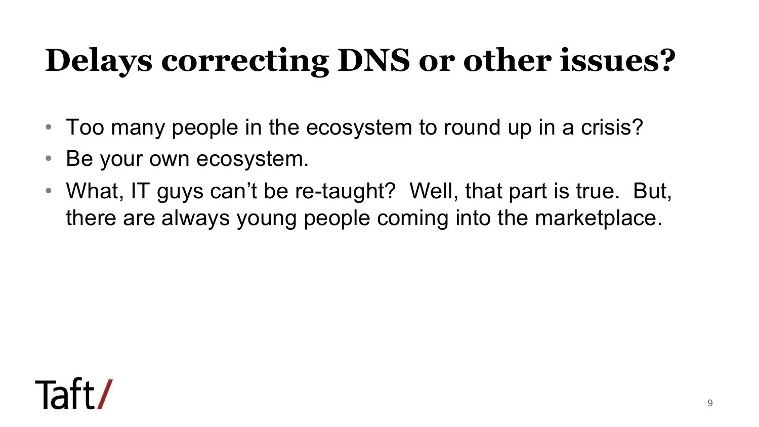# Delays correcting DNS or other issues?

- Too many people in the ecosystem to round up in a crisis?
- Be your own ecosystem.
- What, IT guys can't be re-taught?  Well, that part is true.  But, there are always young people coming into the marketplace.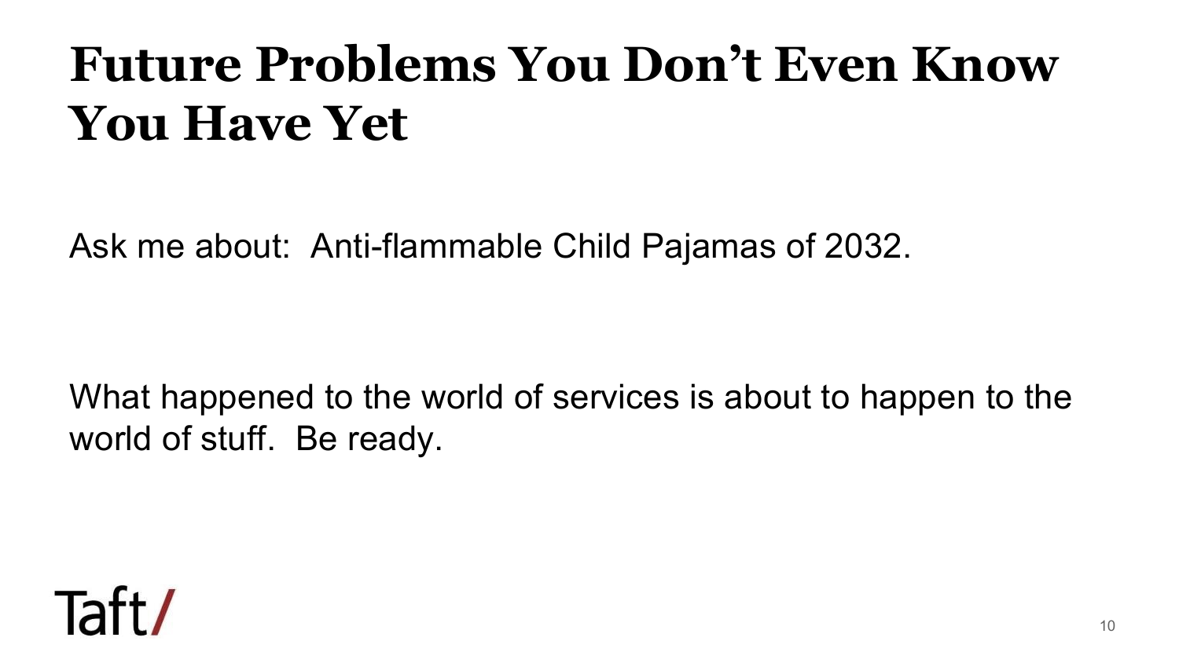# Future Problems You Don't Even Know You Have Yet

Ask me about: Anti-flammable Child Pajamas of 2032.

What happened to the world of services is about to happen to the world of stuff. Be ready.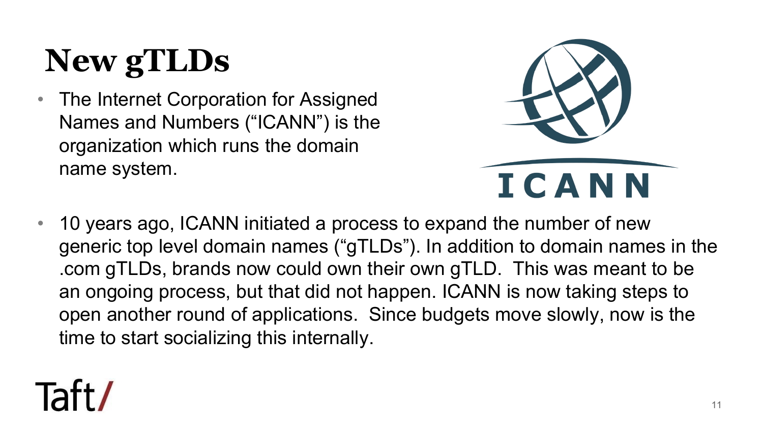# New gTLDs

- The Internet Corporation for Assigned Names and Numbers ("ICANN") is the organization which runs the domain name system.

- 10 years ago, ICANN initiated a process to expand the number of new generic top level domain names ("gTLDs"). In addition to domain names in the .com gTLDs, brands now could own their own gTLD. This was meant to be an ongoing process, but that did not happen. ICANN is now taking steps to open another round of applications. Since budgets move slowly, now is the time to start socializing this internally.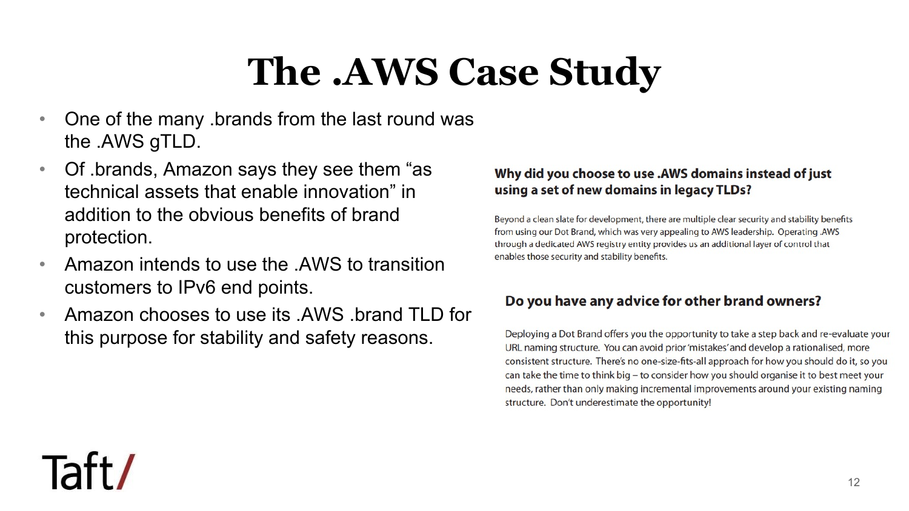# The .AWS Case Study

- One of the many .brands from the last round was the .AWS gTLD.
- Of .brands, Amazon says they see them "as technical assets that enable innovation" in addition to the obvious benefits of brand protection.
- Amazon intends to use the .AWS to transition customers to IPv6 end points.
- Amazon chooses to use its .AWS .brand TLD for this purpose for stability and safety reasons.

**Why did you choose to use .AWS domains instead of just using a set of new domains in legacy TLDs?**

Beyond a clean slate for development, there are multiple clear security and stability benefits from using our Dot Brand, which was very appealing to AWS leadership. Operating .AWS through a dedicated AWS registry entity provides us an additional layer of control that enables those security and stability benefits.

**Do you have any advice for other brand owners?**

Deploying a Dot Brand offers you the opportunity to take a step back and re-evaluate your URL naming structure. You can avoid prior 'mistakes' and develop a rationalised, more consistent structure. There's no one-size-fits-all approach for how you should do it, so you can take the time to think big – to consider how you should organise it to best meet your needs, rather than only making incremental improvements around your existing naming structure. Don't underestimate the opportunity!

Taft/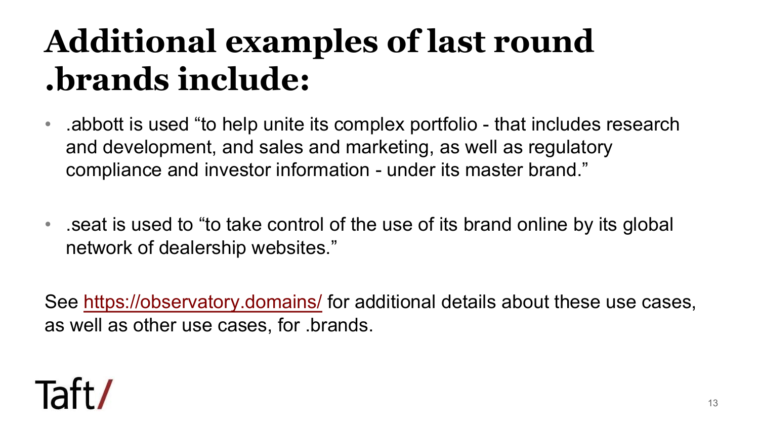# Additional examples of last round .brands include:

- .abbott is used "to help unite its complex portfolio - that includes research and development, and sales and marketing, as well as regulatory compliance and investor information - under its master brand."
- .seat is used to "to take control of the use of its brand online by its global network of dealership websites."

See [https://observatory.domains/](https://observatory.domains/) for additional details about these use cases, as well as other use cases, for .brands.

Taft/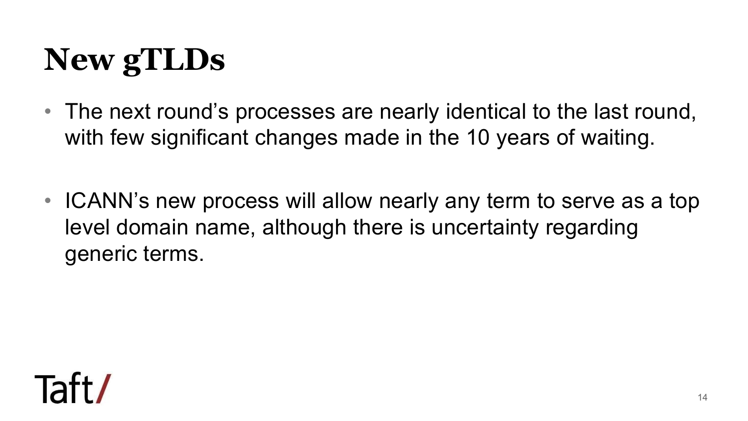# New gTLDs

- The next round's processes are nearly identical to the last round, with few significant changes made in the 10 years of waiting.

- ICANN's new process will allow nearly any term to serve as a top level domain name, although there is uncertainty regarding generic terms.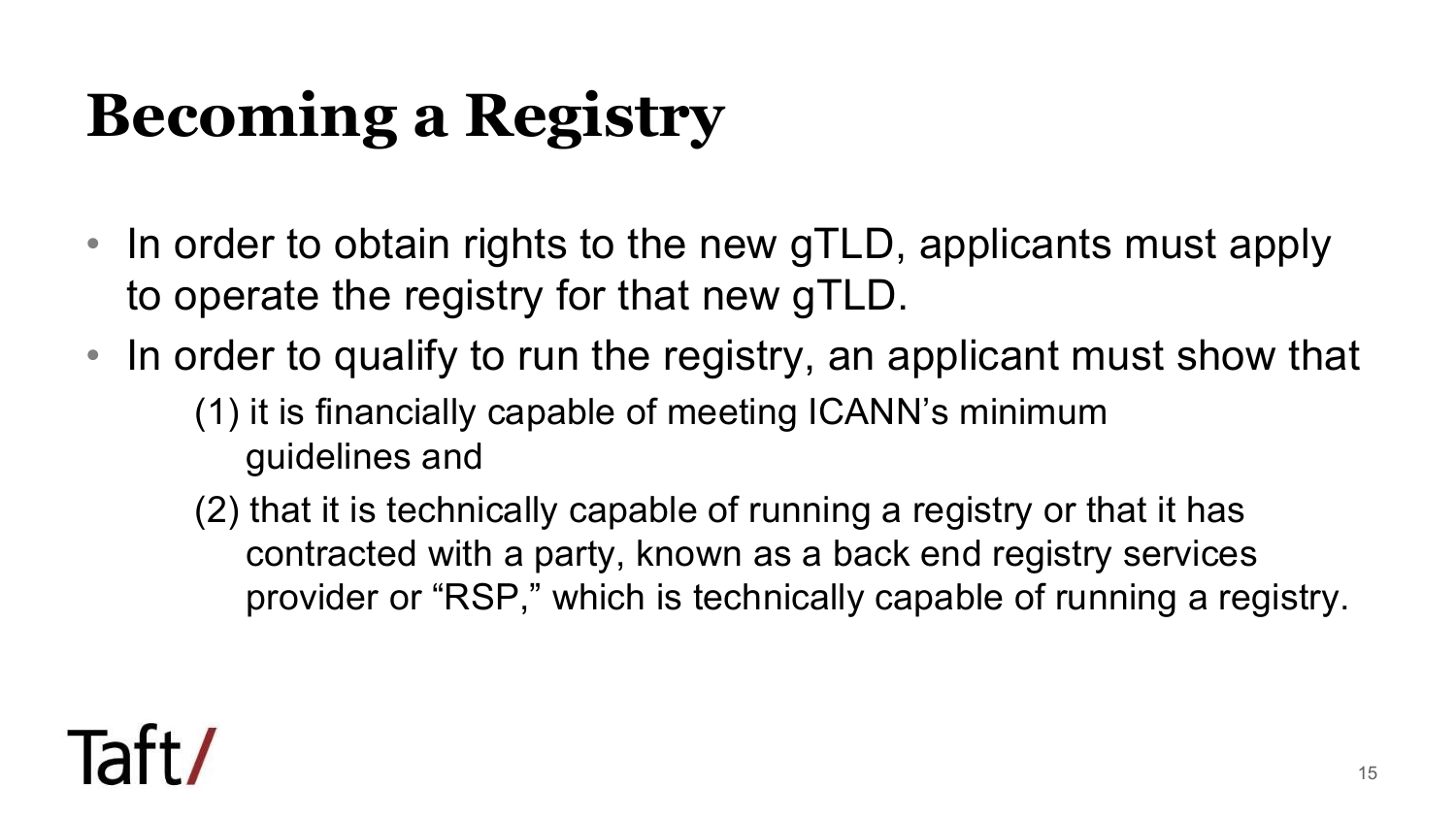# Becoming a Registry

- In order to obtain rights to the new gTLD, applicants must apply to operate the registry for that new gTLD.
- In order to qualify to run the registry, an applicant must show that
  - (1) it is financially capable of meeting ICANN's minimum guidelines and
  - (2) that it is technically capable of running a registry or that it has contracted with a party, known as a back end registry services provider or "RSP," which is technically capable of running a registry.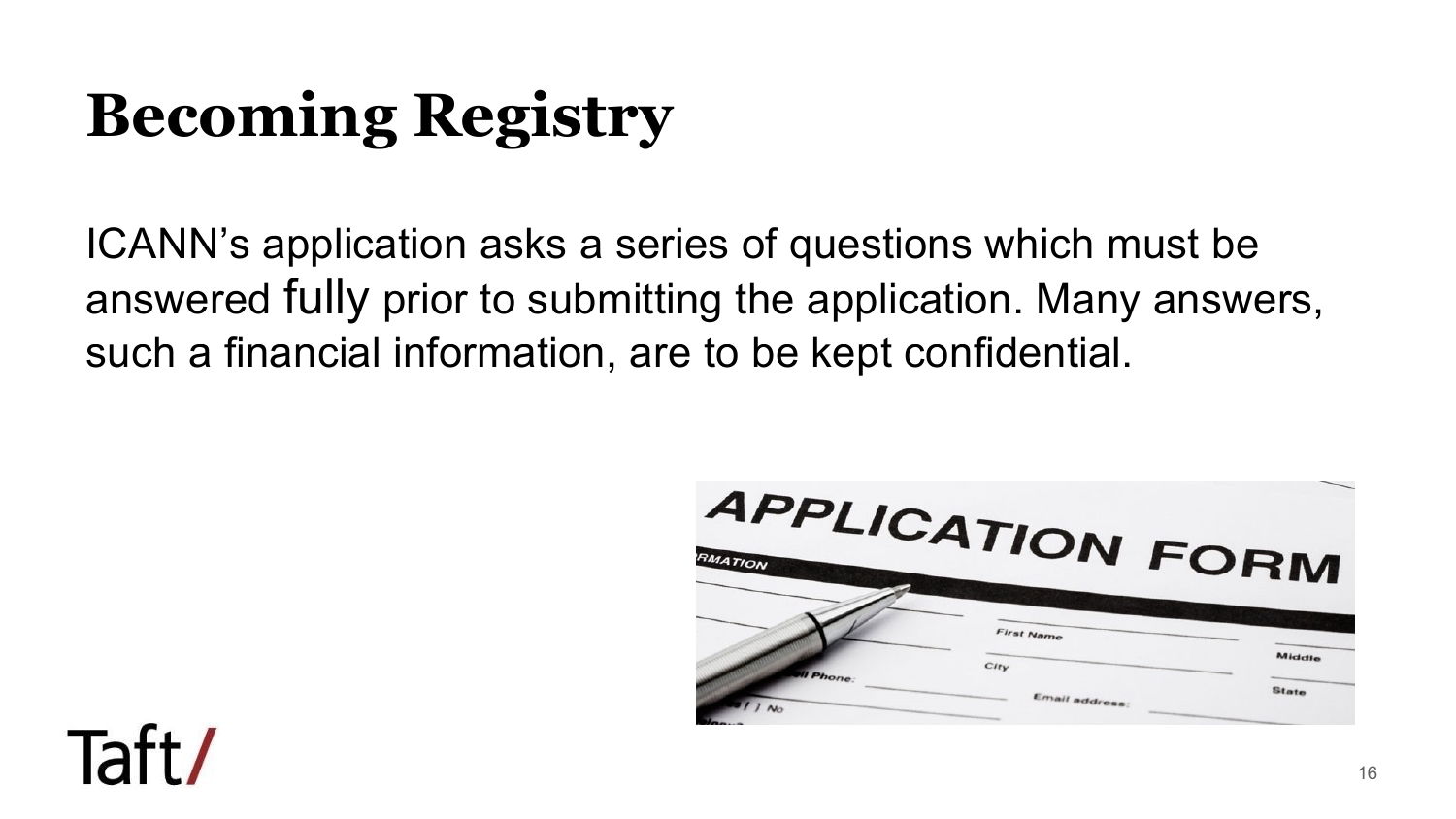# Becoming Registry

ICANN's application asks a series of questions which must be answered fully prior to submitting the application. Many answers, such a financial information, are to be kept confidential.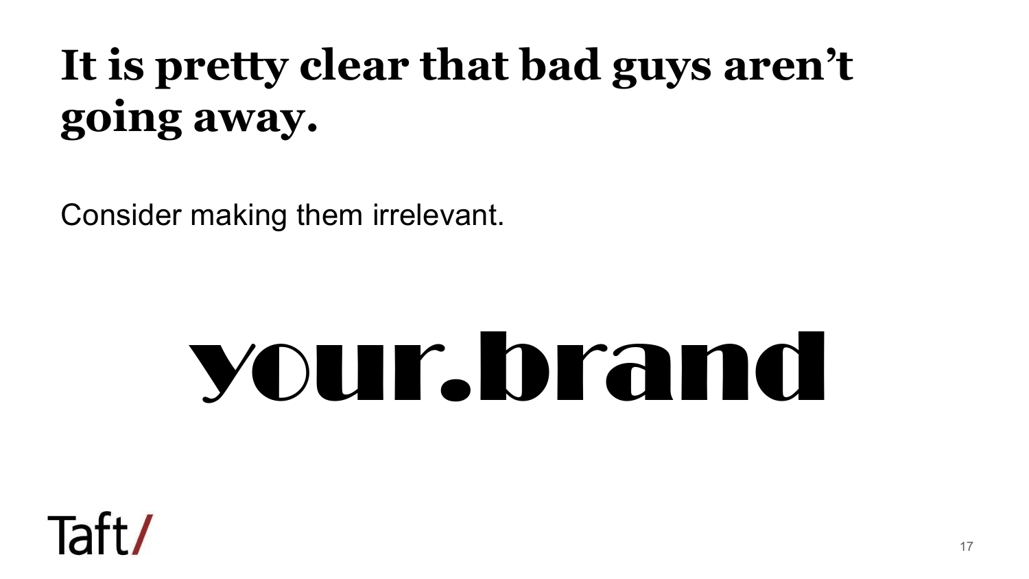# It is pretty clear that bad guys aren't going away.

Consider making them irrelevant.

**your.brand**

Taft/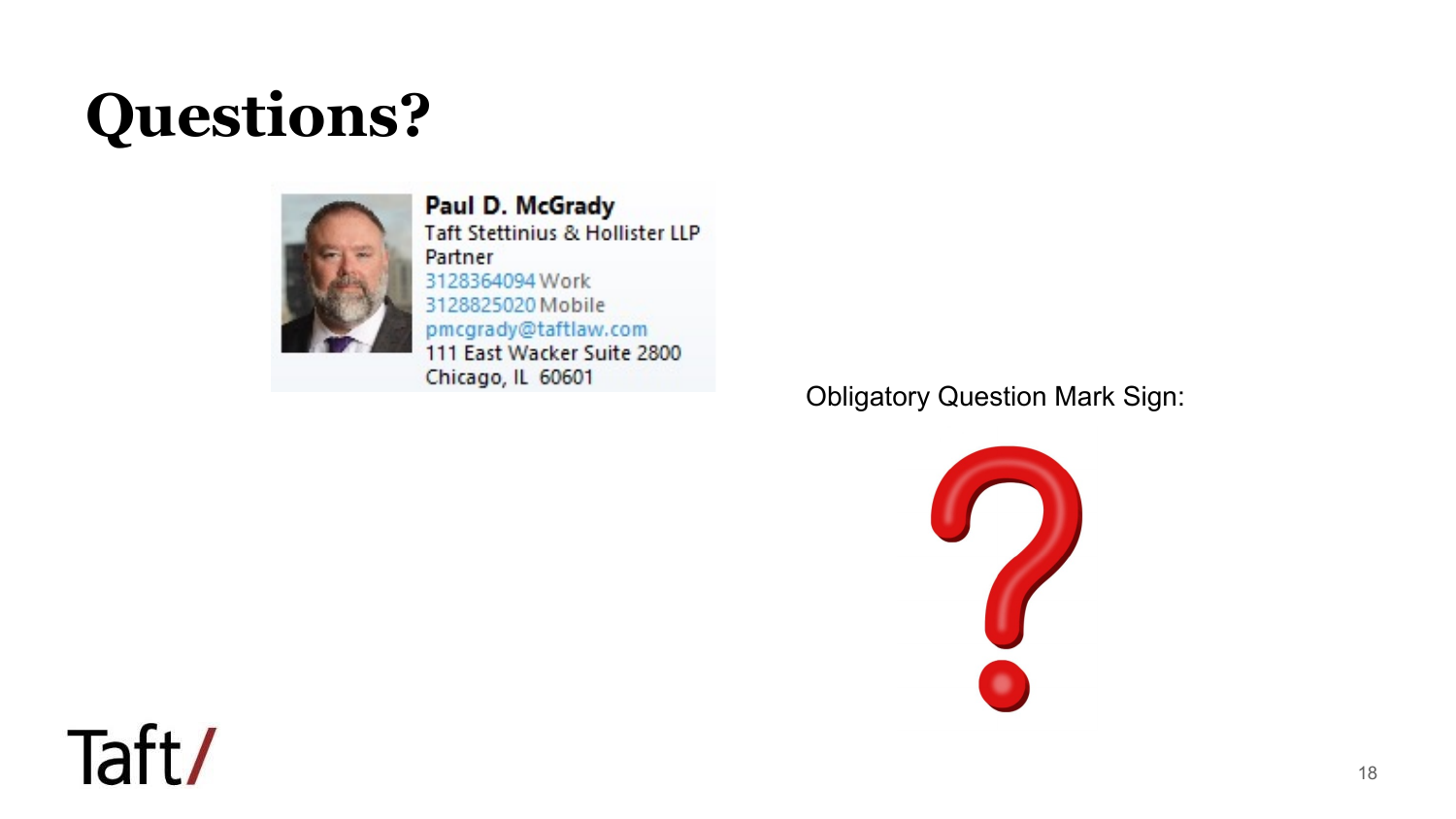# Questions?

**Paul D. McGrady**
Taft Stettinius & Hollister LLP
Partner
3128364094 Work
3128825020 Mobile
pmcgrady@taftlaw.com
111 East Wacker Suite 2800
Chicago, IL 60601

Obligatory Question Mark Sign:

Taft/